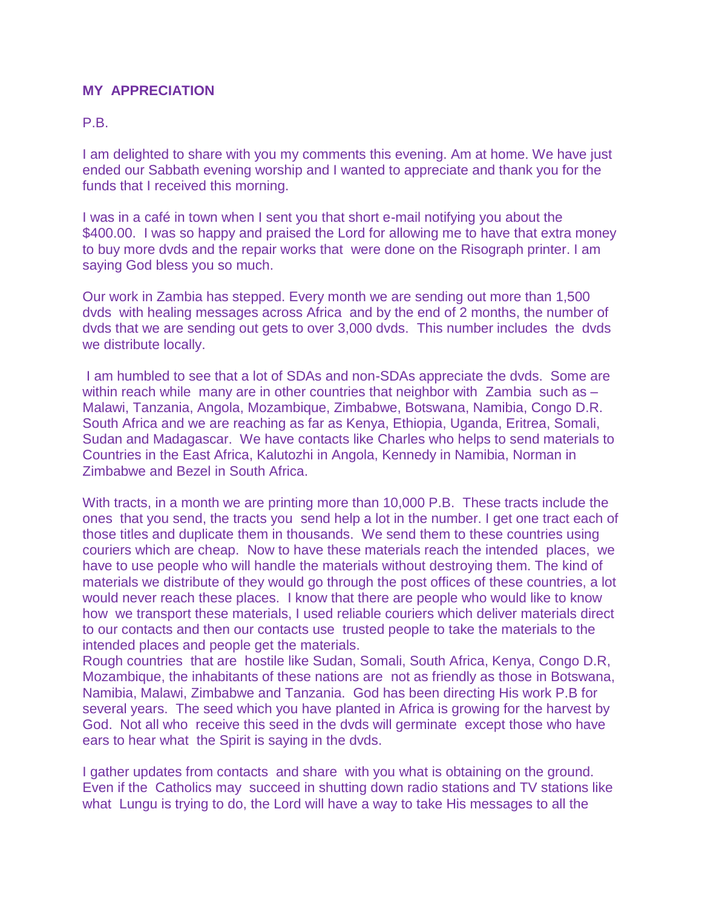**MY APPRECIATION**

P.B.

I am delighted to share with you my comments this evening. Am at home. We have just ended our Sabbath evening worship and I wanted to appreciate and thank you for the funds that I received this morning.

I was in a café in town when I sent you that short e-mail notifying you about the $400.00. I was so happy and praised the Lord for allowing me to have that extra money to buy more dvds and the repair works that were done on the Risograph printer. I am saying God bless you so much.

Our work in Zambia has stepped. Every month we are sending out more than 1,500 dvds with healing messages across Africa and by the end of 2 months, the number of dvds that we are sending out gets to over 3,000 dvds. This number includes the dvds we distribute locally.

I am humbled to see that a lot of SDAs and non-SDAs appreciate the dvds. Some are within reach while many are in other countries that neighbor with Zambia such as – Malawi, Tanzania, Angola, Mozambique, Zimbabwe, Botswana, Namibia, Congo D.R. South Africa and we are reaching as far as Kenya, Ethiopia, Uganda, Eritrea, Somali, Sudan and Madagascar. We have contacts like Charles who helps to send materials to Countries in the East Africa, Kalutozhi in Angola, Kennedy in Namibia, Norman in Zimbabwe and Bezel in South Africa.

With tracts, in a month we are printing more than 10,000 P.B. These tracts include the ones that you send, the tracts you send help a lot in the number. I get one tract each of those titles and duplicate them in thousands. We send them to these countries using couriers which are cheap. Now to have these materials reach the intended places, we have to use people who will handle the materials without destroying them. The kind of materials we distribute of they would go through the post offices of these countries, a lot would never reach these places. I know that there are people who would like to know how we transport these materials, I used reliable couriers which deliver materials direct to our contacts and then our contacts use trusted people to take the materials to the intended places and people get the materials.
Rough countries that are hostile like Sudan, Somali, South Africa, Kenya, Congo D.R, Mozambique, the inhabitants of these nations are not as friendly as those in Botswana, Namibia, Malawi, Zimbabwe and Tanzania. God has been directing His work P.B for several years. The seed which you have planted in Africa is growing for the harvest by God. Not all who receive this seed in the dvds will germinate except those who have ears to hear what the Spirit is saying in the dvds.

I gather updates from contacts and share with you what is obtaining on the ground. Even if the Catholics may succeed in shutting down radio stations and TV stations like what Lungu is trying to do, the Lord will have a way to take His messages to all the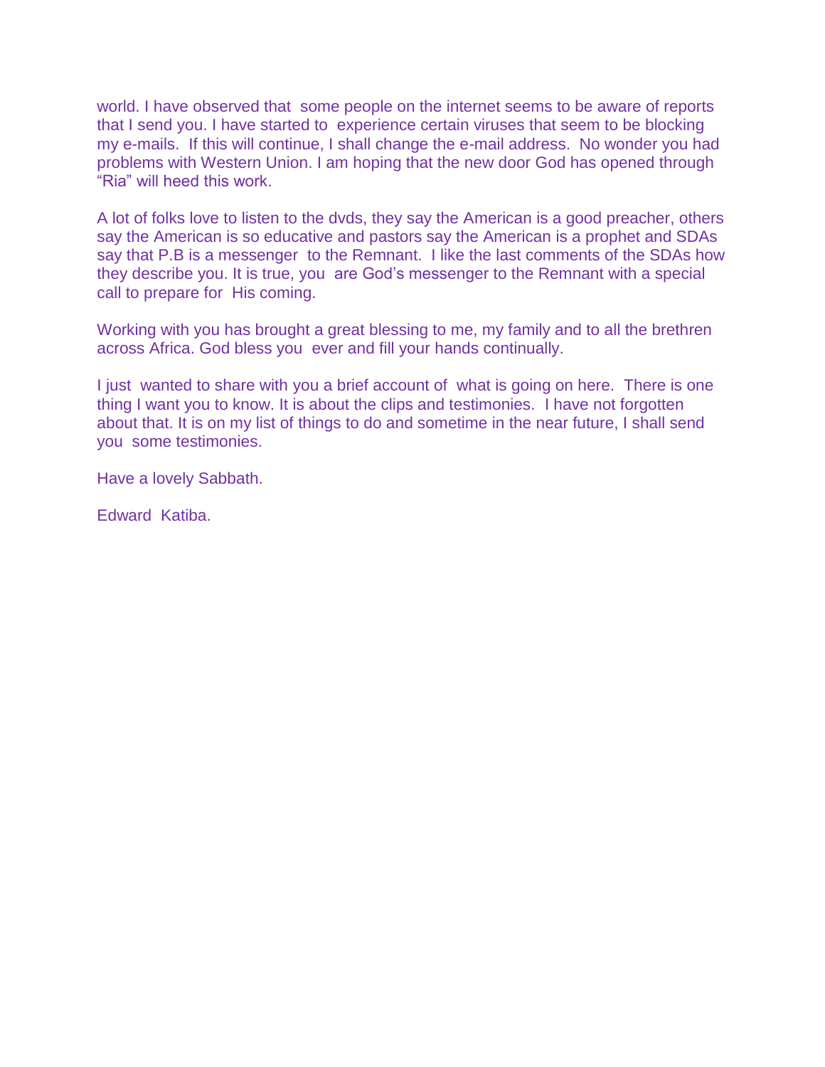world. I have observed that some people on the internet seems to be aware of reports that I send you. I have started to experience certain viruses that seem to be blocking my e-mails. If this will continue, I shall change the e-mail address. No wonder you had problems with Western Union. I am hoping that the new door God has opened through "Ria" will heed this work.

A lot of folks love to listen to the dvds, they say the American is a good preacher, others say the American is so educative and pastors say the American is a prophet and SDAs say that P.B is a messenger to the Remnant. I like the last comments of the SDAs how they describe you. It is true, you are God's messenger to the Remnant with a special call to prepare for His coming.

Working with you has brought a great blessing to me, my family and to all the brethren across Africa. God bless you ever and fill your hands continually.

I just wanted to share with you a brief account of what is going on here. There is one thing I want you to know. It is about the clips and testimonies. I have not forgotten about that. It is on my list of things to do and sometime in the near future, I shall send you some testimonies.

Have a lovely Sabbath.

Edward Katiba.